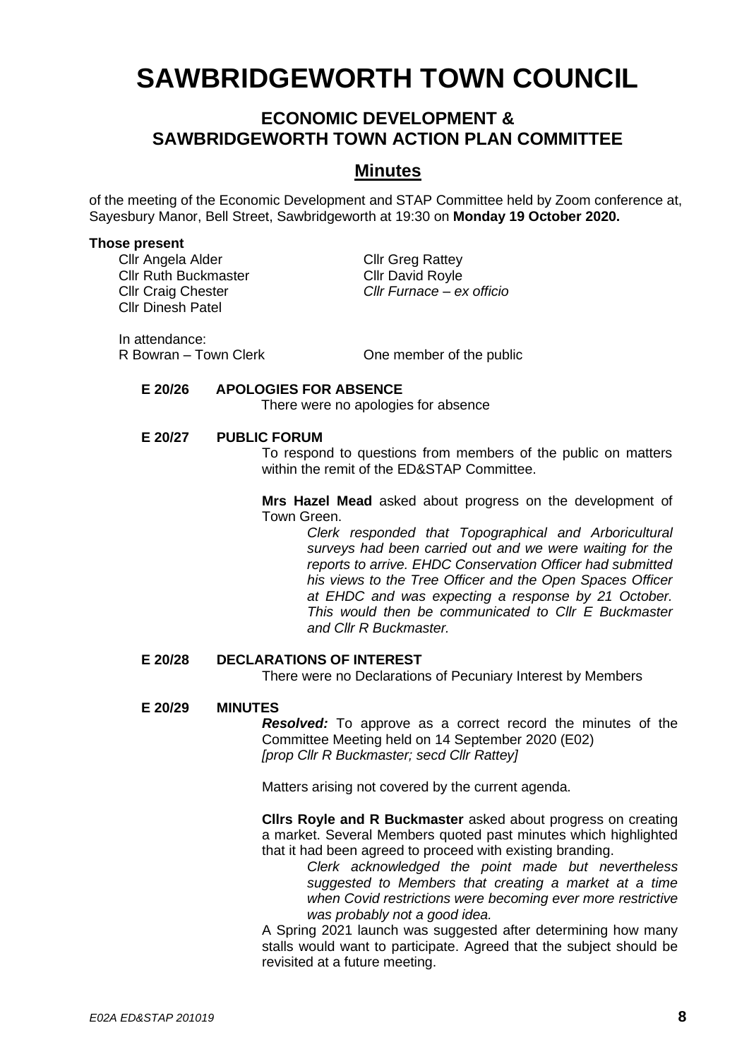# SAWBRIDGEWORTH TOWN COUNCIL

## ECONOMIC DEVELOPMENT & SAWBRIDGEWORTH TOWN ACTION PLAN COMMITTEE

## Minutes

of the meeting of the Economic Development and STAP Committee held by Zoom conference at, Sayesbury Manor, Bell Street, Sawbridgeworth at 19:30 on **Monday 19 October 2020.**

**Those present**

Cllr Angela Alder
Cllr Ruth Buckmaster
Cllr Craig Chester
Cllr Dinesh Patel
Cllr Greg Rattey
Cllr David Royle
*Cllr Furnace – ex officio*

In attendance:
R Bowran – Town Clerk
One member of the public

**E 20/26 APOLOGIES FOR ABSENCE**

There were no apologies for absence

**E 20/27 PUBLIC FORUM**

To respond to questions from members of the public on matters within the remit of the ED&STAP Committee.

**Mrs Hazel Mead** asked about progress on the development of Town Green.

*Clerk responded that Topographical and Arboricultural surveys had been carried out and we were waiting for the reports to arrive. EHDC Conservation Officer had submitted his views to the Tree Officer and the Open Spaces Officer at EHDC and was expecting a response by 21 October. This would then be communicated to Cllr E Buckmaster and Cllr R Buckmaster.*

**E 20/28 DECLARATIONS OF INTEREST**

There were no Declarations of Pecuniary Interest by Members

**E 20/29 MINUTES**

***Resolved:*** To approve as a correct record the minutes of the Committee Meeting held on 14 September 2020 (E02)
*[prop Cllr R Buckmaster; secd Cllr Rattey]*

Matters arising not covered by the current agenda.

**Cllrs Royle and R Buckmaster** asked about progress on creating a market. Several Members quoted past minutes which highlighted that it had been agreed to proceed with existing branding.

*Clerk acknowledged the point made but nevertheless suggested to Members that creating a market at a time when Covid restrictions were becoming ever more restrictive was probably not a good idea.*

A Spring 2021 launch was suggested after determining how many stalls would want to participate. Agreed that the subject should be revisited at a future meeting.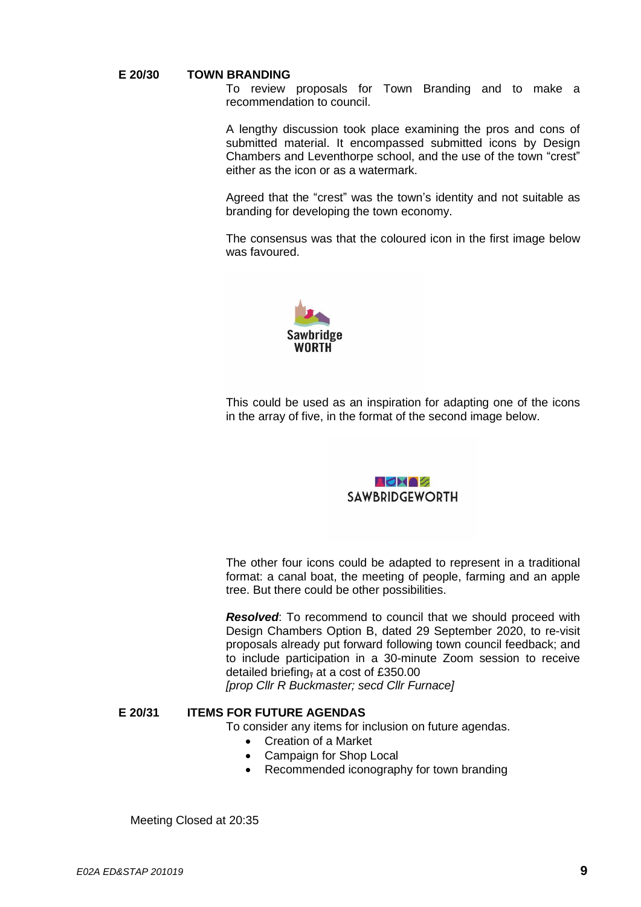**E 20/30 TOWN BRANDING**

To review proposals for Town Branding and to make a recommendation to council.

A lengthy discussion took place examining the pros and cons of submitted material. It encompassed submitted icons by Design Chambers and Leventhorpe school, and the use of the town "crest" either as the icon or as a watermark.

Agreed that the "crest" was the town's identity and not suitable as branding for developing the town economy.

The consensus was that the coloured icon in the first image below was favoured.

Sawbridge
WORTH

This could be used as an inspiration for adapting one of the icons in the array of five, in the format of the second image below.

SAWBRIDGEWORTH

The other four icons could be adapted to represent in a traditional format: a canal boat, the meeting of people, farming and an apple tree. But there could be other possibilities.

***Resolved***: To recommend to council that we should proceed with Design Chambers Option B, dated 29 September 2020, to re-visit proposals already put forward following town council feedback; and to include participation in a 30-minute Zoom session to receive detailed briefing, at a cost of £350.00
*[prop Cllr R Buckmaster; secd Cllr Furnace]*

**E 20/31 ITEMS FOR FUTURE AGENDAS**

To consider any items for inclusion on future agendas.

- Creation of a Market
- Campaign for Shop Local
- Recommended iconography for town branding

Meeting Closed at 20:35